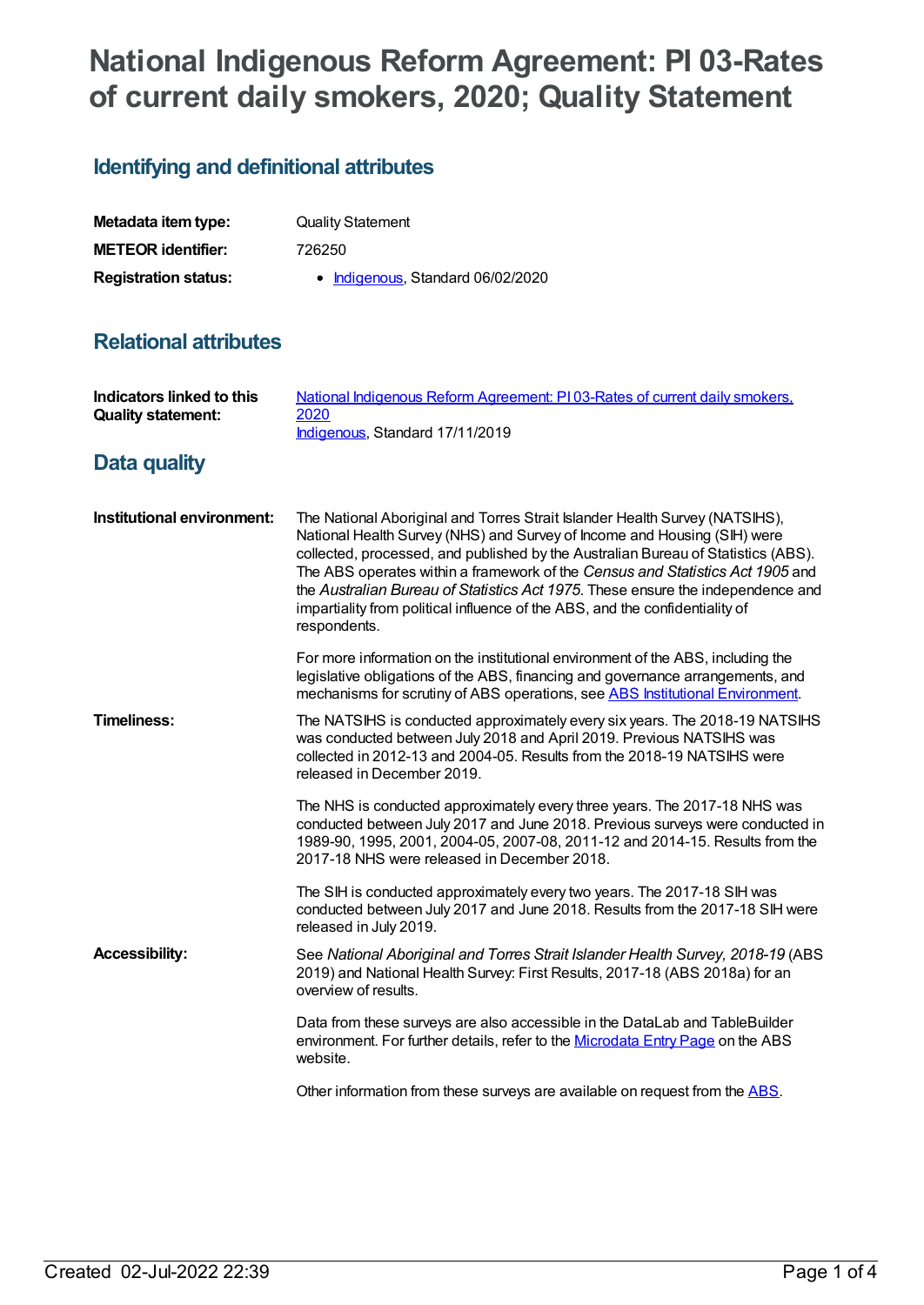# National Indigenous Reform Agreement: PI 03-Rates of current daily smokers, 2020; Quality Statement

## Identifying and definitional attributes

| | |
|---|---|
| **Metadata item type:** | Quality Statement |
| **METEOR identifier:** | 726250 |
| **Registration status:** | • Indigenous, Standard 06/02/2020 |

## Relational attributes

| | |
|---|---|
| **Indicators linked to this Quality statement:** | National Indigenous Reform Agreement: PI 03-Rates of current daily smokers, 2020<br>Indigenous, Standard 17/11/2019 |

## Data quality

**Institutional environment:**

The National Aboriginal and Torres Strait Islander Health Survey (NATSIHS), National Health Survey (NHS) and Survey of Income and Housing (SIH) were collected, processed, and published by the Australian Bureau of Statistics (ABS). The ABS operates within a framework of the *Census and Statistics Act 1905* and the *Australian Bureau of Statistics Act 1975*. These ensure the independence and impartiality from political influence of the ABS, and the confidentiality of respondents.

For more information on the institutional environment of the ABS, including the legislative obligations of the ABS, financing and governance arrangements, and mechanisms for scrutiny of ABS operations, see ABS Institutional Environment.

**Timeliness:**

The NATSIHS is conducted approximately every six years. The 2018-19 NATSIHS was conducted between July 2018 and April 2019. Previous NATSIHS was collected in 2012-13 and 2004-05. Results from the 2018-19 NATSIHS were released in December 2019.

The NHS is conducted approximately every three years. The 2017-18 NHS was conducted between July 2017 and June 2018. Previous surveys were conducted in 1989-90, 1995, 2001, 2004-05, 2007-08, 2011-12 and 2014-15. Results from the 2017-18 NHS were released in December 2018.

The SIH is conducted approximately every two years. The 2017-18 SIH was conducted between July 2017 and June 2018. Results from the 2017-18 SIH were released in July 2019.

**Accessibility:**

See *National Aboriginal and Torres Strait Islander Health Survey, 2018-19* (ABS 2019) and National Health Survey: First Results, 2017-18 (ABS 2018a) for an overview of results.

Data from these surveys are also accessible in the DataLab and TableBuilder environment. For further details, refer to the Microdata Entry Page on the ABS website.

Other information from these surveys are available on request from the ABS.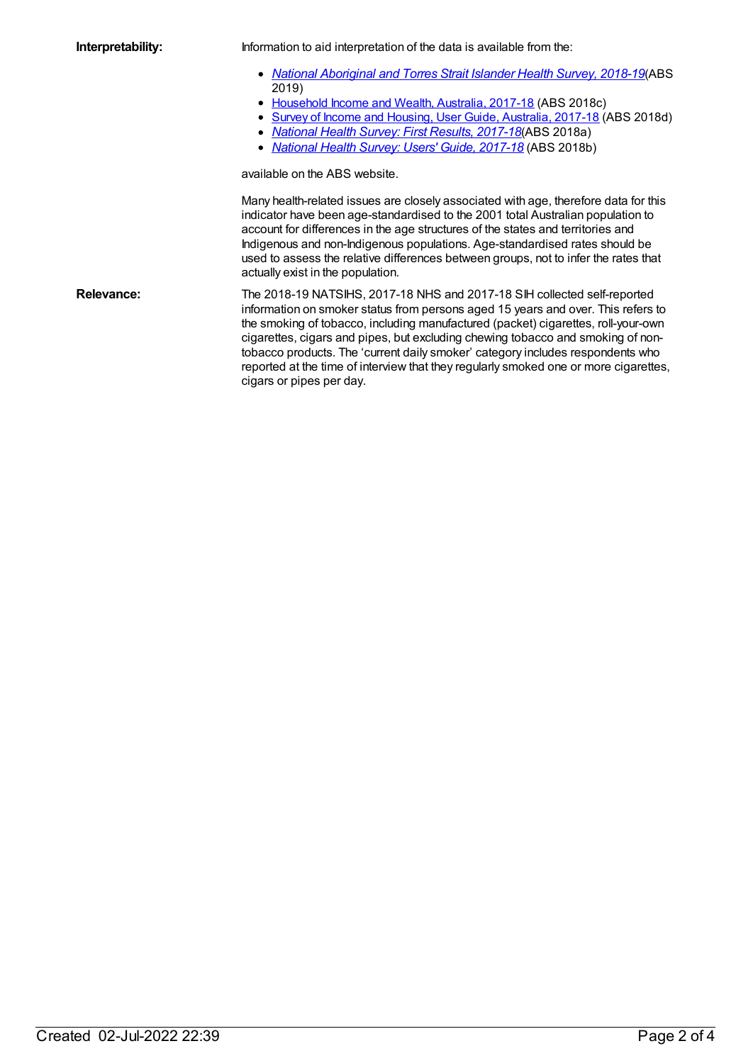**Interpretability:**

Information to aid interpretation of the data is available from the:

- *National Aboriginal and Torres Strait Islander Health Survey, 2018-19*(ABS 2019)
- Household Income and Wealth, Australia, 2017-18 (ABS 2018c)
- Survey of Income and Housing, User Guide, Australia, 2017-18 (ABS 2018d)
- *National Health Survey: First Results, 2017-18*(ABS 2018a)
- *National Health Survey: Users' Guide, 2017-18* (ABS 2018b)

available on the ABS website.

Many health-related issues are closely associated with age, therefore data for this indicator have been age-standardised to the 2001 total Australian population to account for differences in the age structures of the states and territories and Indigenous and non-Indigenous populations. Age-standardised rates should be used to assess the relative differences between groups, not to infer the rates that actually exist in the population.

**Relevance:**

The 2018-19 NATSIHS, 2017-18 NHS and 2017-18 SIH collected self-reported information on smoker status from persons aged 15 years and over. This refers to the smoking of tobacco, including manufactured (packet) cigarettes, roll-your-own cigarettes, cigars and pipes, but excluding chewing tobacco and smoking of non-tobacco products. The 'current daily smoker' category includes respondents who reported at the time of interview that they regularly smoked one or more cigarettes, cigars or pipes per day.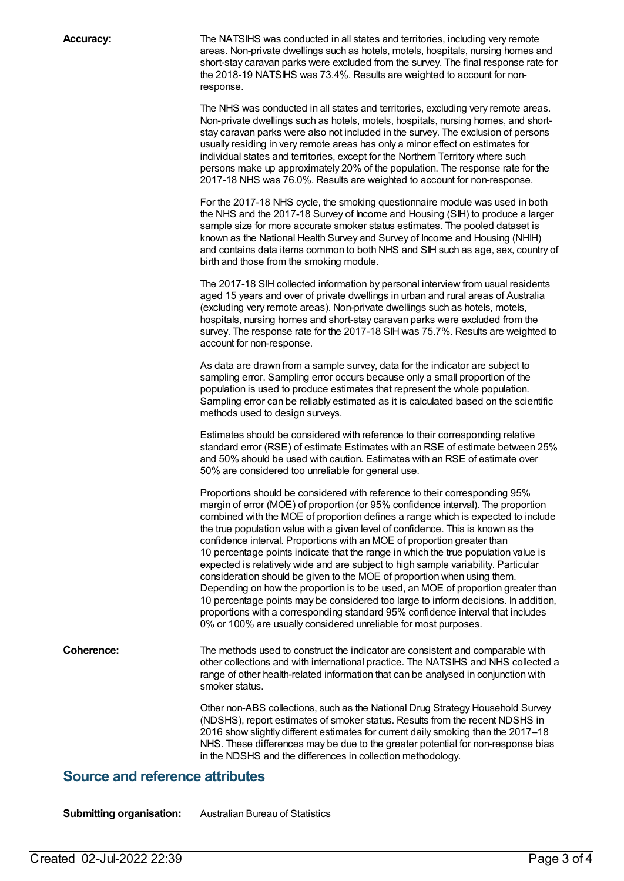**Accuracy:**

The NATSIHS was conducted in all states and territories, including very remote areas. Non-private dwellings such as hotels, motels, hospitals, nursing homes and short-stay caravan parks were excluded from the survey. The final response rate for the 2018-19 NATSIHS was 73.4%. Results are weighted to account for non-response.

The NHS was conducted in all states and territories, excluding very remote areas. Non-private dwellings such as hotels, motels, hospitals, nursing homes, and short-stay caravan parks were also not included in the survey. The exclusion of persons usually residing in very remote areas has only a minor effect on estimates for individual states and territories, except for the Northern Territory where such persons make up approximately 20% of the population. The response rate for the 2017-18 NHS was 76.0%. Results are weighted to account for non-response.

For the 2017-18 NHS cycle, the smoking questionnaire module was used in both the NHS and the 2017-18 Survey of Income and Housing (SIH) to produce a larger sample size for more accurate smoker status estimates. The pooled dataset is known as the National Health Survey and Survey of Income and Housing (NHIH) and contains data items common to both NHS and SIH such as age, sex, country of birth and those from the smoking module.

The 2017-18 SIH collected information by personal interview from usual residents aged 15 years and over of private dwellings in urban and rural areas of Australia (excluding very remote areas). Non-private dwellings such as hotels, motels, hospitals, nursing homes and short-stay caravan parks were excluded from the survey. The response rate for the 2017-18 SIH was 75.7%. Results are weighted to account for non-response.

As data are drawn from a sample survey, data for the indicator are subject to sampling error. Sampling error occurs because only a small proportion of the population is used to produce estimates that represent the whole population. Sampling error can be reliably estimated as it is calculated based on the scientific methods used to design surveys.

Estimates should be considered with reference to their corresponding relative standard error (RSE) of estimate Estimates with an RSE of estimate between 25% and 50% should be used with caution. Estimates with an RSE of estimate over 50% are considered too unreliable for general use.

Proportions should be considered with reference to their corresponding 95% margin of error (MOE) of proportion (or 95% confidence interval). The proportion combined with the MOE of proportion defines a range which is expected to include the true population value with a given level of confidence. This is known as the confidence interval. Proportions with an MOE of proportion greater than 10 percentage points indicate that the range in which the true population value is expected is relatively wide and are subject to high sample variability. Particular consideration should be given to the MOE of proportion when using them. Depending on how the proportion is to be used, an MOE of proportion greater than 10 percentage points may be considered too large to inform decisions. In addition, proportions with a corresponding standard 95% confidence interval that includes 0% or 100% are usually considered unreliable for most purposes.

**Coherence:**

The methods used to construct the indicator are consistent and comparable with other collections and with international practice. The NATSIHS and NHS collected a range of other health-related information that can be analysed in conjunction with smoker status.

Other non-ABS collections, such as the National Drug Strategy Household Survey (NDSHS), report estimates of smoker status. Results from the recent NDSHS in 2016 show slightly different estimates for current daily smoking than the 2017–18 NHS. These differences may be due to the greater potential for non-response bias in the NDSHS and the differences in collection methodology.

## Source and reference attributes

**Submitting organisation:** Australian Bureau of Statistics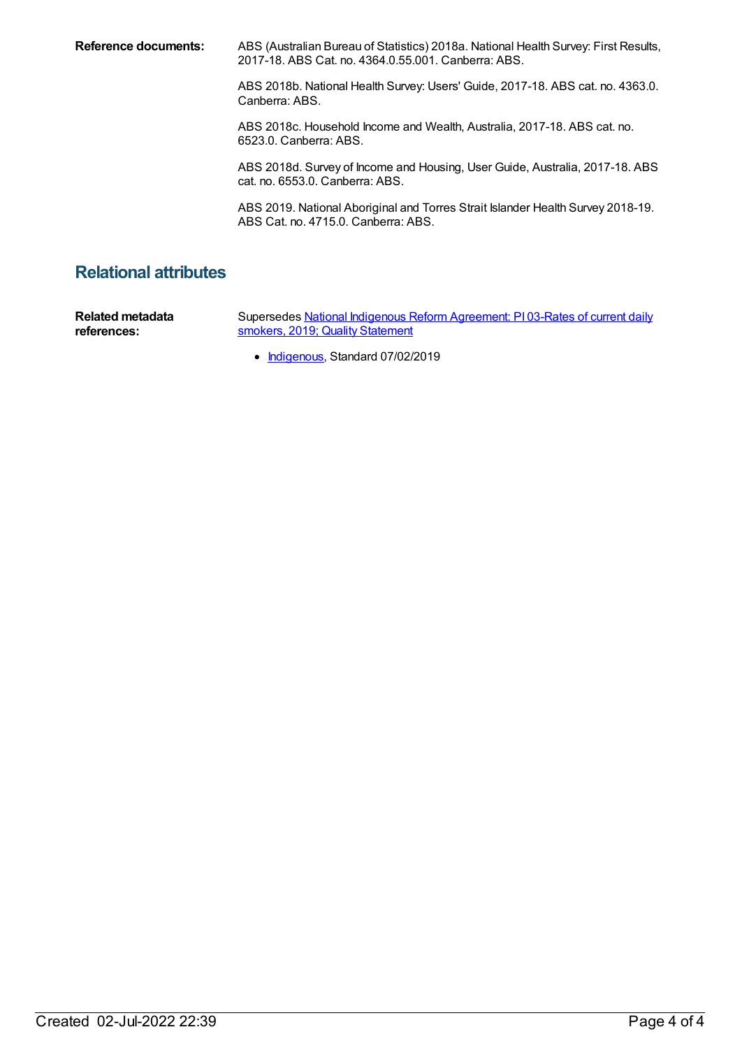**Reference documents:**

ABS (Australian Bureau of Statistics) 2018a. National Health Survey: First Results, 2017-18. ABS Cat. no. 4364.0.55.001. Canberra: ABS.

ABS 2018b. National Health Survey: Users' Guide, 2017-18. ABS cat. no. 4363.0. Canberra: ABS.

ABS 2018c. Household Income and Wealth, Australia, 2017-18. ABS cat. no. 6523.0. Canberra: ABS.

ABS 2018d. Survey of Income and Housing, User Guide, Australia, 2017-18. ABS cat. no. 6553.0. Canberra: ABS.

ABS 2019. National Aboriginal and Torres Strait Islander Health Survey 2018-19. ABS Cat. no. 4715.0. Canberra: ABS.

## Relational attributes

**Related metadata references:**

Supersedes National Indigenous Reform Agreement: PI 03-Rates of current daily smokers, 2019; Quality Statement

- Indigenous, Standard 07/02/2019